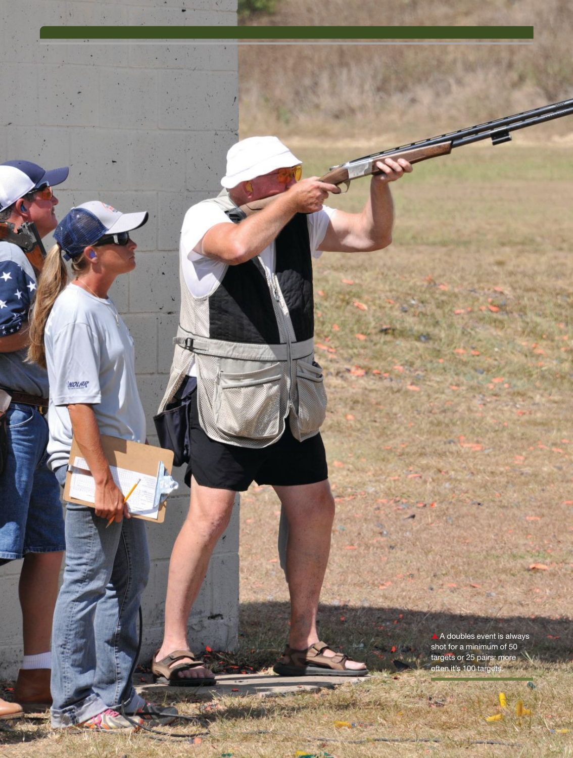▲ A doubles event is always shot for a minimum of 50 targets or 25 pairs; more often it's 100 targets.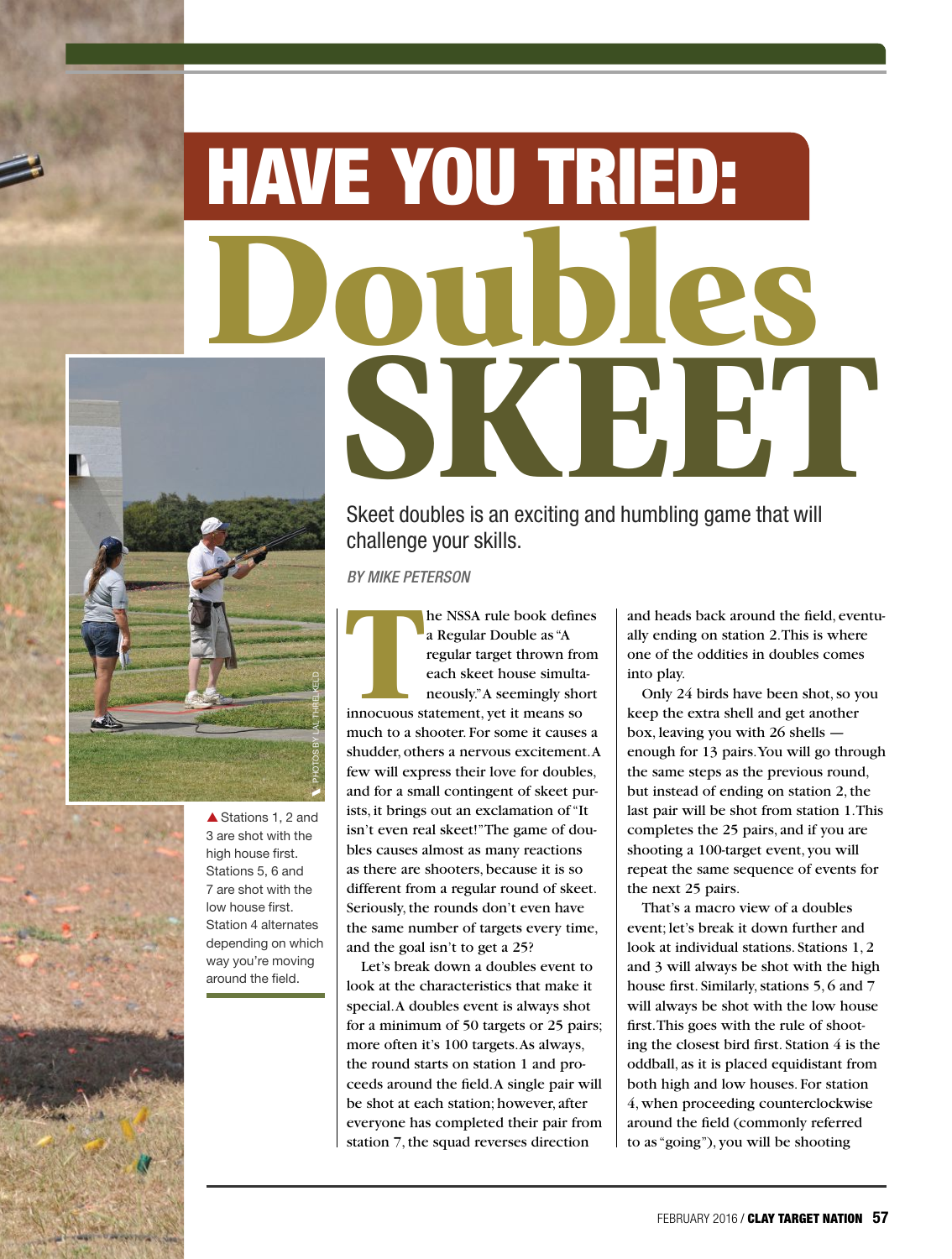# HAVE YOU TRIED: Doubles SKEET

Skeet doubles is an exciting and humbling game that will challenge your skills.

*BY MIKE PETERSON*

PHOTOS BY LAL THRELKELD

▲ Stations 1, 2 and 3 are shot with the high house first. Stations 5, 6 and 7 are shot with the low house first. Station 4 alternates depending on which way you're moving around the field.

The NSSA rule book defines a Regular Double as "A regular target thrown from each skeet house simultaneously." A seemingly short innocuous statement, yet it means so much to a shooter. For some it causes a shudder, others a nervous excitement. A few will express their love for doubles, and for a small contingent of skeet purists, it brings out an exclamation of "It isn't even real skeet!" The game of doubles causes almost as many reactions as there are shooters, because it is so different from a regular round of skeet. Seriously, the rounds don't even have the same number of targets every time, and the goal isn't to get a 25?

Let's break down a doubles event to look at the characteristics that make it special. A doubles event is always shot for a minimum of 50 targets or 25 pairs; more often it's 100 targets. As always, the round starts on station 1 and proceeds around the field. A single pair will be shot at each station; however, after everyone has completed their pair from station 7, the squad reverses direction and heads back around the field, eventually ending on station 2. This is where one of the oddities in doubles comes into play.

Only 24 birds have been shot, so you keep the extra shell and get another box, leaving you with 26 shells — enough for 13 pairs. You will go through the same steps as the previous round, but instead of ending on station 2, the last pair will be shot from station 1. This completes the 25 pairs, and if you are shooting a 100-target event, you will repeat the same sequence of events for the next 25 pairs.

That's a macro view of a doubles event; let's break it down further and look at individual stations. Stations 1, 2 and 3 will always be shot with the high house first. Similarly, stations 5, 6 and 7 will always be shot with the low house first. This goes with the rule of shooting the closest bird first. Station 4 is the oddball, as it is placed equidistant from both high and low houses. For station 4, when proceeding counterclockwise around the field (commonly referred to as "going"), you will be shooting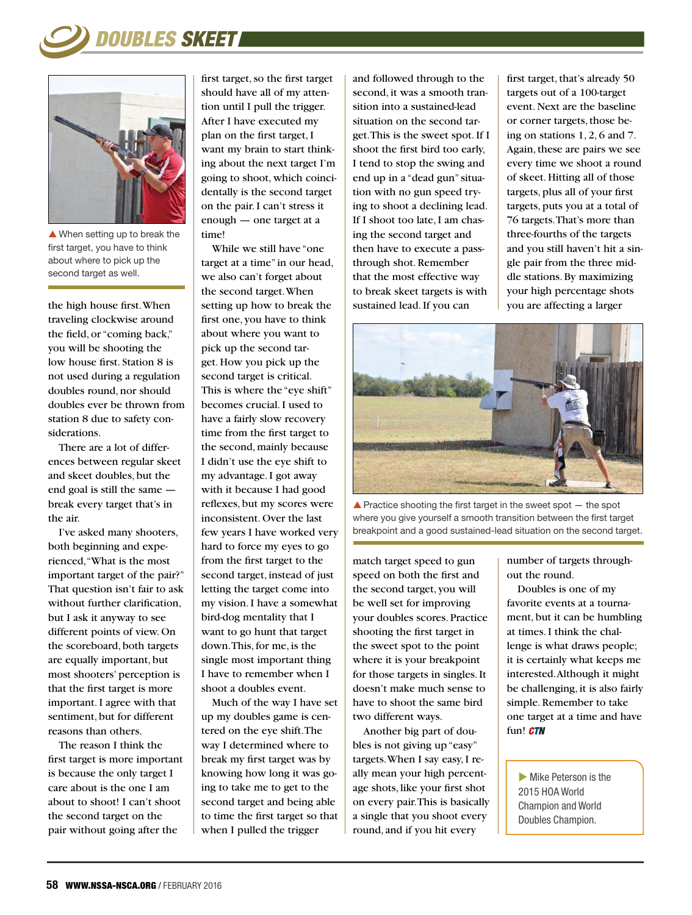▲ When setting up to break the first target, you have to think about where to pick up the second target as well.

the high house first. When traveling clockwise around the field, or "coming back," you will be shooting the low house first. Station 8 is not used during a regulation doubles round, nor should doubles ever be thrown from station 8 due to safety considerations.

There are a lot of differences between regular skeet and skeet doubles, but the end goal is still the same — break every target that's in the air.

I've asked many shooters, both beginning and experienced, "What is the most important target of the pair?" That question isn't fair to ask without further clarification, but I ask it anyway to see different points of view. On the scoreboard, both targets are equally important, but most shooters' perception is that the first target is more important. I agree with that sentiment, but for different reasons than others.

The reason I think the first target is more important is because the only target I care about is the one I am about to shoot! I can't shoot the second target on the pair without going after the first target, so the first target should have all of my attention until I pull the trigger. After I have executed my plan on the first target, I want my brain to start thinking about the next target I'm going to shoot, which coincidentally is the second target on the pair. I can't stress it enough — one target at a time!

While we still have "one target at a time" in our head, we also can't forget about the second target. When setting up how to break the first one, you have to think about where you want to pick up the second target. How you pick up the second target is critical. This is where the "eye shift" becomes crucial. I used to have a fairly slow recovery time from the first target to the second, mainly because I didn't use the eye shift to my advantage. I got away with it because I had good reflexes, but my scores were inconsistent. Over the last few years I have worked very hard to force my eyes to go from the first target to the second target, instead of just letting the target come into my vision. I have a somewhat bird-dog mentality that I want to go hunt that target down. This, for me, is the single most important thing I have to remember when I shoot a doubles event.

Much of the way I have set up my doubles game is centered on the eye shift. The way I determined where to break my first target was by knowing how long it was going to take me to get to the second target and being able to time the first target so that when I pulled the trigger and followed through to the second, it was a smooth transition into a sustained-lead situation on the second target. This is the sweet spot. If I shoot the first bird too early, I tend to stop the swing and end up in a "dead gun" situation with no gun speed trying to shoot a declining lead. If I shoot too late, I am chasing the second target and then have to execute a pass-through shot. Remember that the most effective way to break skeet targets is with sustained lead. If you can match target speed to gun speed on both the first and the second target, you will be well set for improving your doubles scores. Practice shooting the first target in the sweet spot to the point where it is your breakpoint for those targets in singles. It doesn't make much sense to have to shoot the same bird two different ways.

▲ Practice shooting the first target in the sweet spot — the spot where you give yourself a smooth transition between the first target breakpoint and a good sustained-lead situation on the second target.

Another big part of doubles is not giving up "easy" targets. When I say easy, I really mean your high percentage shots, like your first shot on every pair. This is basically a single that you shoot every round, and if you hit every first target, that's already 50 targets out of a 100-target event. Next are the baseline or corner targets, those being on stations 1, 2, 6 and 7. Again, these are pairs we see every time we shoot a round of skeet. Hitting all of those targets, plus all of your first targets, puts you at a total of 76 targets. That's more than three-fourths of the targets and you still haven't hit a single pair from the three middle stations. By maximizing your high percentage shots you are affecting a larger number of targets throughout the round.

Doubles is one of my favorite events at a tournament, but it can be humbling at times. I think the challenge is what draws people; it is certainly what keeps me interested. Although it might be challenging, it is also fairly simple. Remember to take one target at a time and have fun! ***CTN***

▶ Mike Peterson is the 2015 HOA World Champion and World Doubles Champion.